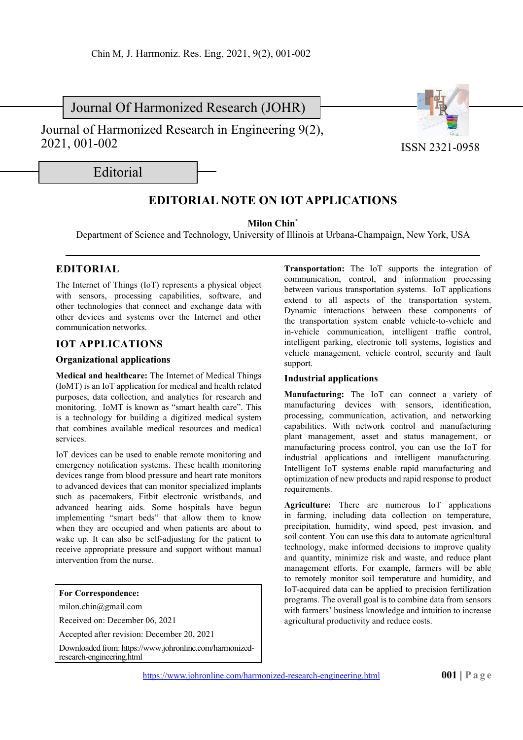Journal Of Harmonized Research (JOHR)

Journal of Harmonized Research in Engineering 9(2), 2021, 001-002

ISSN 2321-0958

Editorial

# EDITORIAL NOTE ON IOT APPLICATIONS

**Milon Chin***

Department of Science and Technology, University of Illinois at Urbana-Champaign, New York, USA

## EDITORIAL

The Internet of Things (IoT) represents a physical object with sensors, processing capabilities, software, and other technologies that connect and exchange data with other devices and systems over the Internet and other communication networks.

## IOT APPLICATIONS

### Organizational applications

**Medical and healthcare:** The Internet of Medical Things (IoMT) is an IoT application for medical and health related purposes, data collection, and analytics for research and monitoring. IoMT is known as "smart health care". This is a technology for building a digitized medical system that combines available medical resources and medical services.

IoT devices can be used to enable remote monitoring and emergency notification systems. These health monitoring devices range from blood pressure and heart rate monitors to advanced devices that can monitor specialized implants such as pacemakers, Fitbit electronic wristbands, and advanced hearing aids. Some hospitals have begun implementing "smart beds" that allow them to know when they are occupied and when patients are about to wake up. It can also be self-adjusting for the patient to receive appropriate pressure and support without manual intervention from the nurse.

**For Correspondence:**
milon.chin@gmail.com
Received on: December 06, 2021
Accepted after revision: December 20, 2021
Downloaded from: https://www.johronline.com/harmonized-research-engineering.html

**Transportation:** The IoT supports the integration of communication, control, and information processing between various transportation systems. IoT applications extend to all aspects of the transportation system. Dynamic interactions between these components of the transportation system enable vehicle-to-vehicle and in-vehicle communication, intelligent traffic control, intelligent parking, electronic toll systems, logistics and vehicle management, vehicle control, security and fault support.

### Industrial applications

**Manufacturing:** The IoT can connect a variety of manufacturing devices with sensors, identification, processing, communication, activation, and networking capabilities. With network control and manufacturing plant management, asset and status management, or manufacturing process control, you can use the IoT for industrial applications and intelligent manufacturing. Intelligent IoT systems enable rapid manufacturing and optimization of new products and rapid response to product requirements.

**Agriculture:** There are numerous IoT applications in farming, including data collection on temperature, precipitation, humidity, wind speed, pest invasion, and soil content. You can use this data to automate agricultural technology, make informed decisions to improve quality and quantity, minimize risk and waste, and reduce plant management efforts. For example, farmers will be able to remotely monitor soil temperature and humidity, and IoT-acquired data can be applied to precision fertilization programs. The overall goal is to combine data from sensors with farmers' business knowledge and intuition to increase agricultural productivity and reduce costs.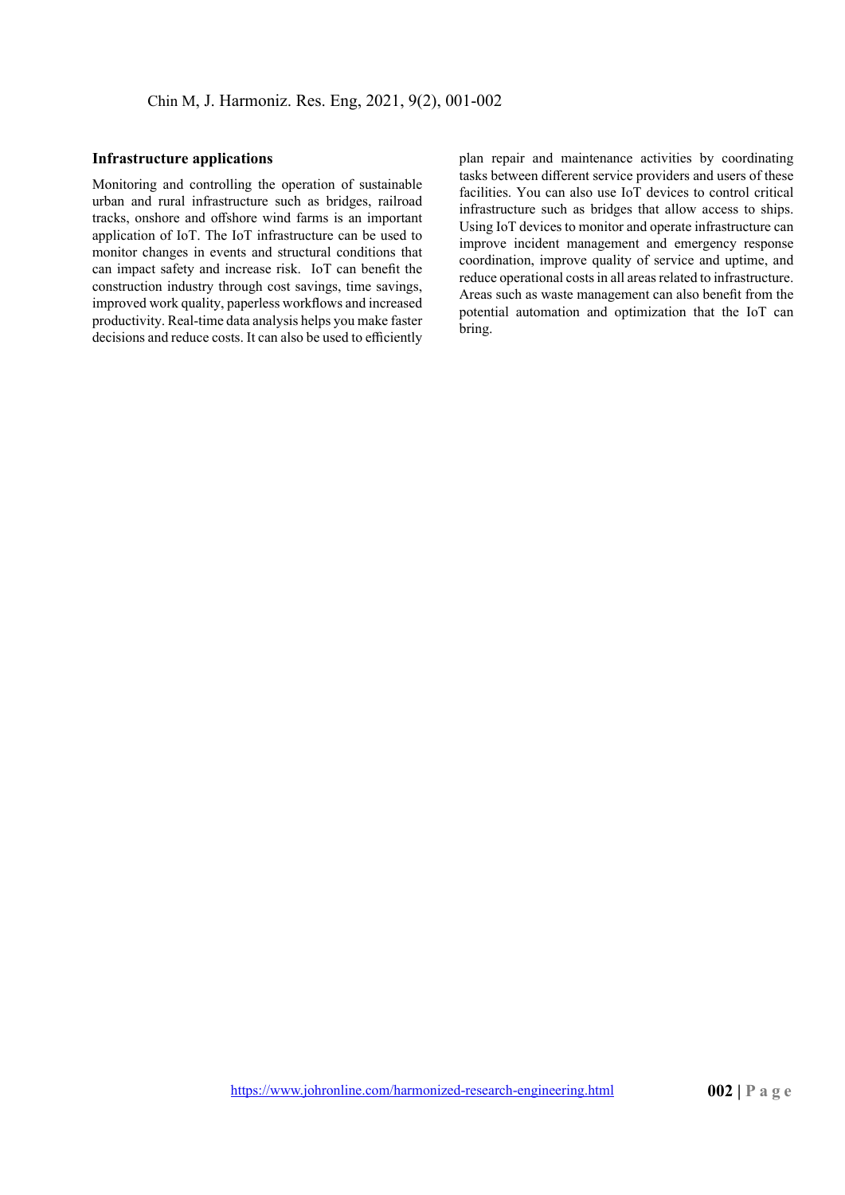## Infrastructure applications

Monitoring and controlling the operation of sustainable urban and rural infrastructure such as bridges, railroad tracks, onshore and offshore wind farms is an important application of IoT. The IoT infrastructure can be used to monitor changes in events and structural conditions that can impact safety and increase risk. IoT can benefit the construction industry through cost savings, time savings, improved work quality, paperless workflows and increased productivity. Real-time data analysis helps you make faster decisions and reduce costs. It can also be used to efficiently plan repair and maintenance activities by coordinating tasks between different service providers and users of these facilities. You can also use IoT devices to control critical infrastructure such as bridges that allow access to ships. Using IoT devices to monitor and operate infrastructure can improve incident management and emergency response coordination, improve quality of service and uptime, and reduce operational costs in all areas related to infrastructure. Areas such as waste management can also benefit from the potential automation and optimization that the IoT can bring.